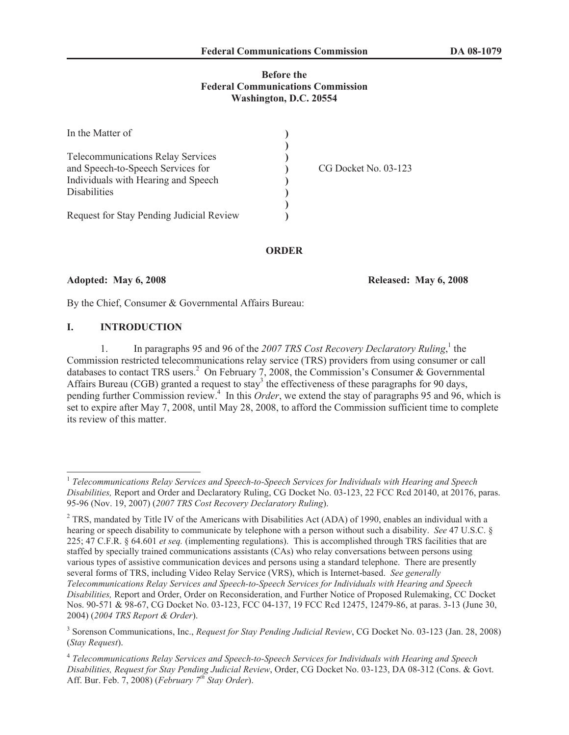**Before the**
**Federal Communications Commission**
**Washington, D.C. 20554**

| | | |
|---|---|---|
| In the Matter of | ) | |
| | ) | |
| Telecommunications Relay Services | ) | |
| and Speech-to-Speech Services for | ) | CG Docket No. 03-123 |
| Individuals with Hearing and Speech | ) | |
| Disabilities | ) | |
| | ) | |
| Request for Stay Pending Judicial Review | ) | |

**ORDER**

**Adopted: May 6, 2008** **Released: May 6, 2008**

By the Chief, Consumer & Governmental Affairs Bureau:

## I. INTRODUCTION

1. In paragraphs 95 and 96 of the *2007 TRS Cost Recovery Declaratory Ruling*,[1] the Commission restricted telecommunications relay service (TRS) providers from using consumer or call databases to contact TRS users.[2] On February 7, 2008, the Commission's Consumer & Governmental Affairs Bureau (CGB) granted a request to stay[3] the effectiveness of these paragraphs for 90 days, pending further Commission review.[4] In this *Order*, we extend the stay of paragraphs 95 and 96, which is set to expire after May 7, 2008, until May 28, 2008, to afford the Commission sufficient time to complete its review of this matter.

---

[1] *Telecommunications Relay Services and Speech-to-Speech Services for Individuals with Hearing and Speech Disabilities,* Report and Order and Declaratory Ruling, CG Docket No. 03-123, 22 FCC Rcd 20140, at 20176, paras. 95-96 (Nov. 19, 2007) (*2007 TRS Cost Recovery Declaratory Ruling*).

[2] TRS, mandated by Title IV of the Americans with Disabilities Act (ADA) of 1990, enables an individual with a hearing or speech disability to communicate by telephone with a person without such a disability. *See* 47 U.S.C. § 225; 47 C.F.R. § 64.601 *et seq.* (implementing regulations). This is accomplished through TRS facilities that are staffed by specially trained communications assistants (CAs) who relay conversations between persons using various types of assistive communication devices and persons using a standard telephone. There are presently several forms of TRS, including Video Relay Service (VRS), which is Internet-based. *See generally Telecommunications Relay Services and Speech-to-Speech Services for Individuals with Hearing and Speech Disabilities,* Report and Order, Order on Reconsideration, and Further Notice of Proposed Rulemaking, CC Docket Nos. 90-571 & 98-67, CG Docket No. 03-123, FCC 04-137, 19 FCC Rcd 12475, 12479-86, at paras. 3-13 (June 30, 2004) (*2004 TRS Report & Order*).

[3] Sorenson Communications, Inc., *Request for Stay Pending Judicial Review*, CG Docket No. 03-123 (Jan. 28, 2008) (*Stay Request*).

[4] *Telecommunications Relay Services and Speech-to-Speech Services for Individuals with Hearing and Speech Disabilities, Request for Stay Pending Judicial Review*, Order, CG Docket No. 03-123, DA 08-312 (Cons. & Govt. Aff. Bur. Feb. 7, 2008) (*February 7th Stay Order*).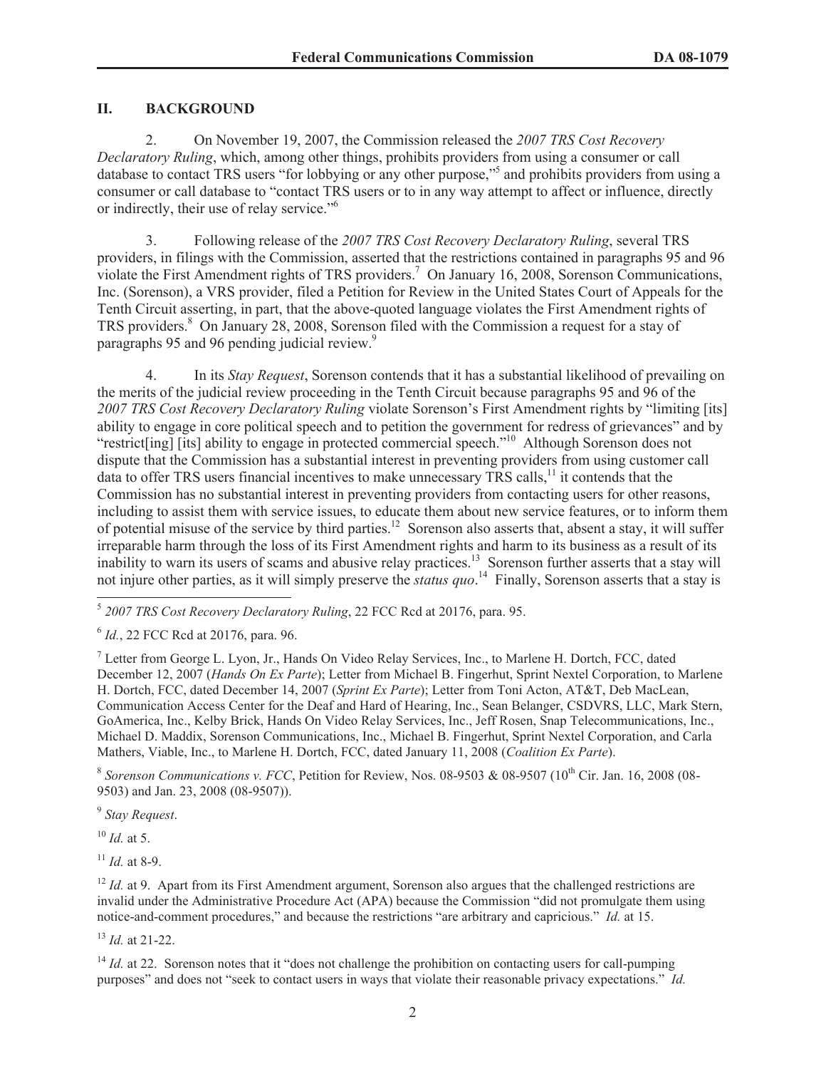## II. BACKGROUND

2. On November 19, 2007, the Commission released the *2007 TRS Cost Recovery Declaratory Ruling*, which, among other things, prohibits providers from using a consumer or call database to contact TRS users "for lobbying or any other purpose,"[5] and prohibits providers from using a consumer or call database to "contact TRS users or to in any way attempt to affect or influence, directly or indirectly, their use of relay service."[6]

3. Following release of the *2007 TRS Cost Recovery Declaratory Ruling*, several TRS providers, in filings with the Commission, asserted that the restrictions contained in paragraphs 95 and 96 violate the First Amendment rights of TRS providers.[7] On January 16, 2008, Sorenson Communications, Inc. (Sorenson), a VRS provider, filed a Petition for Review in the United States Court of Appeals for the Tenth Circuit asserting, in part, that the above-quoted language violates the First Amendment rights of TRS providers.[8] On January 28, 2008, Sorenson filed with the Commission a request for a stay of paragraphs 95 and 96 pending judicial review.[9]

4. In its *Stay Request*, Sorenson contends that it has a substantial likelihood of prevailing on the merits of the judicial review proceeding in the Tenth Circuit because paragraphs 95 and 96 of the *2007 TRS Cost Recovery Declaratory Ruling* violate Sorenson's First Amendment rights by "limiting [its] ability to engage in core political speech and to petition the government for redress of grievances" and by "restrict[ing] [its] ability to engage in protected commercial speech."[10] Although Sorenson does not dispute that the Commission has a substantial interest in preventing providers from using customer call data to offer TRS users financial incentives to make unnecessary TRS calls,[11] it contends that the Commission has no substantial interest in preventing providers from contacting users for other reasons, including to assist them with service issues, to educate them about new service features, or to inform them of potential misuse of the service by third parties.[12] Sorenson also asserts that, absent a stay, it will suffer irreparable harm through the loss of its First Amendment rights and harm to its business as a result of its inability to warn its users of scams and abusive relay practices.[13] Sorenson further asserts that a stay will not injure other parties, as it will simply preserve the *status quo*.[14] Finally, Sorenson asserts that a stay is

---

[5] *2007 TRS Cost Recovery Declaratory Ruling*, 22 FCC Rcd at 20176, para. 95.

[6] *Id.*, 22 FCC Rcd at 20176, para. 96.

[7] Letter from George L. Lyon, Jr., Hands On Video Relay Services, Inc., to Marlene H. Dortch, FCC, dated December 12, 2007 (*Hands On Ex Parte*); Letter from Michael B. Fingerhut, Sprint Nextel Corporation, to Marlene H. Dortch, FCC, dated December 14, 2007 (*Sprint Ex Parte*); Letter from Toni Acton, AT&T, Deb MacLean, Communication Access Center for the Deaf and Hard of Hearing, Inc., Sean Belanger, CSDVRS, LLC, Mark Stern, GoAmerica, Inc., Kelby Brick, Hands On Video Relay Services, Inc., Jeff Rosen, Snap Telecommunications, Inc., Michael D. Maddix, Sorenson Communications, Inc., Michael B. Fingerhut, Sprint Nextel Corporation, and Carla Mathers, Viable, Inc., to Marlene H. Dortch, FCC, dated January 11, 2008 (*Coalition Ex Parte*).

[8] *Sorenson Communications v. FCC*, Petition for Review, Nos. 08-9503 & 08-9507 (10th Cir. Jan. 16, 2008 (08-9503) and Jan. 23, 2008 (08-9507)).

[9] *Stay Request*.

[10] *Id.* at 5.

[11] *Id.* at 8-9.

[12] *Id.* at 9. Apart from its First Amendment argument, Sorenson also argues that the challenged restrictions are invalid under the Administrative Procedure Act (APA) because the Commission "did not promulgate them using notice-and-comment procedures," and because the restrictions "are arbitrary and capricious." *Id.* at 15.

[13] *Id.* at 21-22.

[14] *Id.* at 22. Sorenson notes that it "does not challenge the prohibition on contacting users for call-pumping purposes" and does not "seek to contact users in ways that violate their reasonable privacy expectations." *Id.*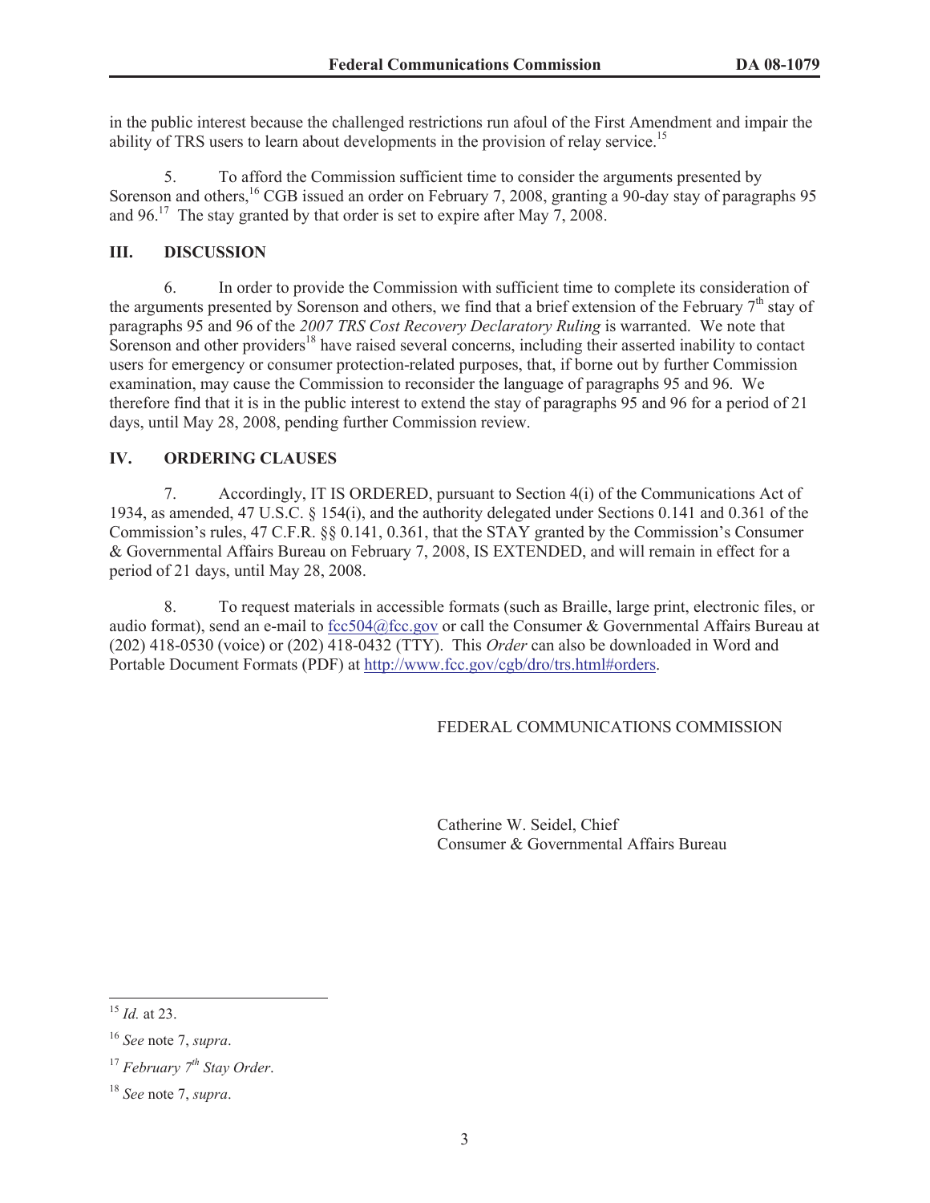in the public interest because the challenged restrictions run afoul of the First Amendment and impair the ability of TRS users to learn about developments in the provision of relay service.[15]

5. To afford the Commission sufficient time to consider the arguments presented by Sorenson and others,[16] CGB issued an order on February 7, 2008, granting a 90-day stay of paragraphs 95 and 96.[17] The stay granted by that order is set to expire after May 7, 2008.

## III. DISCUSSION

6. In order to provide the Commission with sufficient time to complete its consideration of the arguments presented by Sorenson and others, we find that a brief extension of the February 7th stay of paragraphs 95 and 96 of the *2007 TRS Cost Recovery Declaratory Ruling* is warranted. We note that Sorenson and other providers[18] have raised several concerns, including their asserted inability to contact users for emergency or consumer protection-related purposes, that, if borne out by further Commission examination, may cause the Commission to reconsider the language of paragraphs 95 and 96. We therefore find that it is in the public interest to extend the stay of paragraphs 95 and 96 for a period of 21 days, until May 28, 2008, pending further Commission review.

## IV. ORDERING CLAUSES

7. Accordingly, IT IS ORDERED, pursuant to Section 4(i) of the Communications Act of 1934, as amended, 47 U.S.C. § 154(i), and the authority delegated under Sections 0.141 and 0.361 of the Commission's rules, 47 C.F.R. §§ 0.141, 0.361, that the STAY granted by the Commission's Consumer & Governmental Affairs Bureau on February 7, 2008, IS EXTENDED, and will remain in effect for a period of 21 days, until May 28, 2008.

8. To request materials in accessible formats (such as Braille, large print, electronic files, or audio format), send an e-mail to fcc504@fcc.gov or call the Consumer & Governmental Affairs Bureau at (202) 418-0530 (voice) or (202) 418-0432 (TTY). This *Order* can also be downloaded in Word and Portable Document Formats (PDF) at http://www.fcc.gov/cgb/dro/trs.html#orders.

FEDERAL COMMUNICATIONS COMMISSION

Catherine W. Seidel, Chief
Consumer & Governmental Affairs Bureau

---

[15] *Id.* at 23.

[16] *See* note 7, *supra*.

[17] *February 7th Stay Order*.

[18] *See* note 7, *supra*.